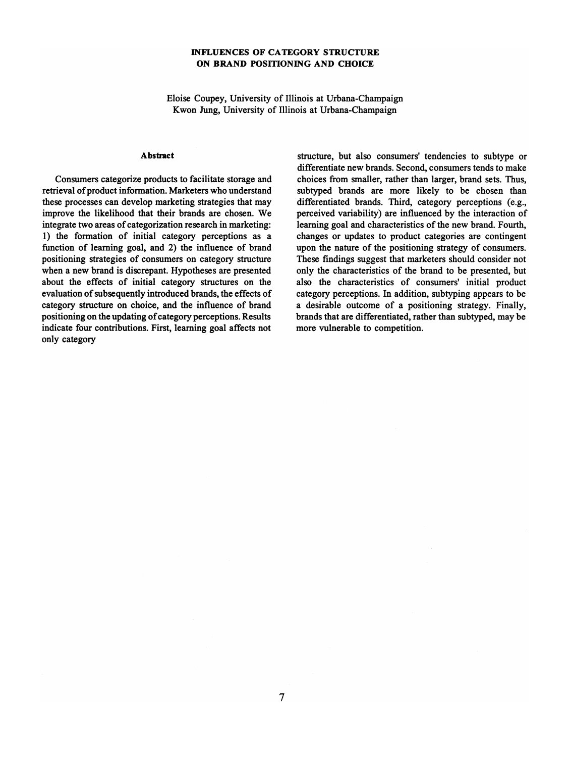# INFLUENCES OF CATEGORY STRUCTURE ON BRAND POSITIONING AND CHOICE

Eloise Coupey, University of Illinois at Urbana-Champaign
Kwon Jung, University of Illinois at Urbana-Champaign

## Abstract

Consumers categorize products to facilitate storage and retrieval of product information. Marketers who understand these processes can develop marketing strategies that may improve the likelihood that their brands are chosen. We integrate two areas of categorization research in marketing: 1) the formation of initial category perceptions as a function of learning goal, and 2) the influence of brand positioning strategies of consumers on category structure when a new brand is discrepant. Hypotheses are presented about the effects of initial category structures on the evaluation of subsequently introduced brands, the effects of category structure on choice, and the influence of brand positioning on the updating of category perceptions. Results indicate four contributions. First, learning goal affects not only category structure, but also consumers' tendencies to subtype or differentiate new brands. Second, consumers tends to make choices from smaller, rather than larger, brand sets. Thus, subtyped brands are more likely to be chosen than differentiated brands. Third, category perceptions (e.g., perceived variability) are influenced by the interaction of learning goal and characteristics of the new brand. Fourth, changes or updates to product categories are contingent upon the nature of the positioning strategy of consumers. These findings suggest that marketers should consider not only the characteristics of the brand to be presented, but also the characteristics of consumers' initial product category perceptions. In addition, subtyping appears to be a desirable outcome of a positioning strategy. Finally, brands that are differentiated, rather than subtyped, may be more vulnerable to competition.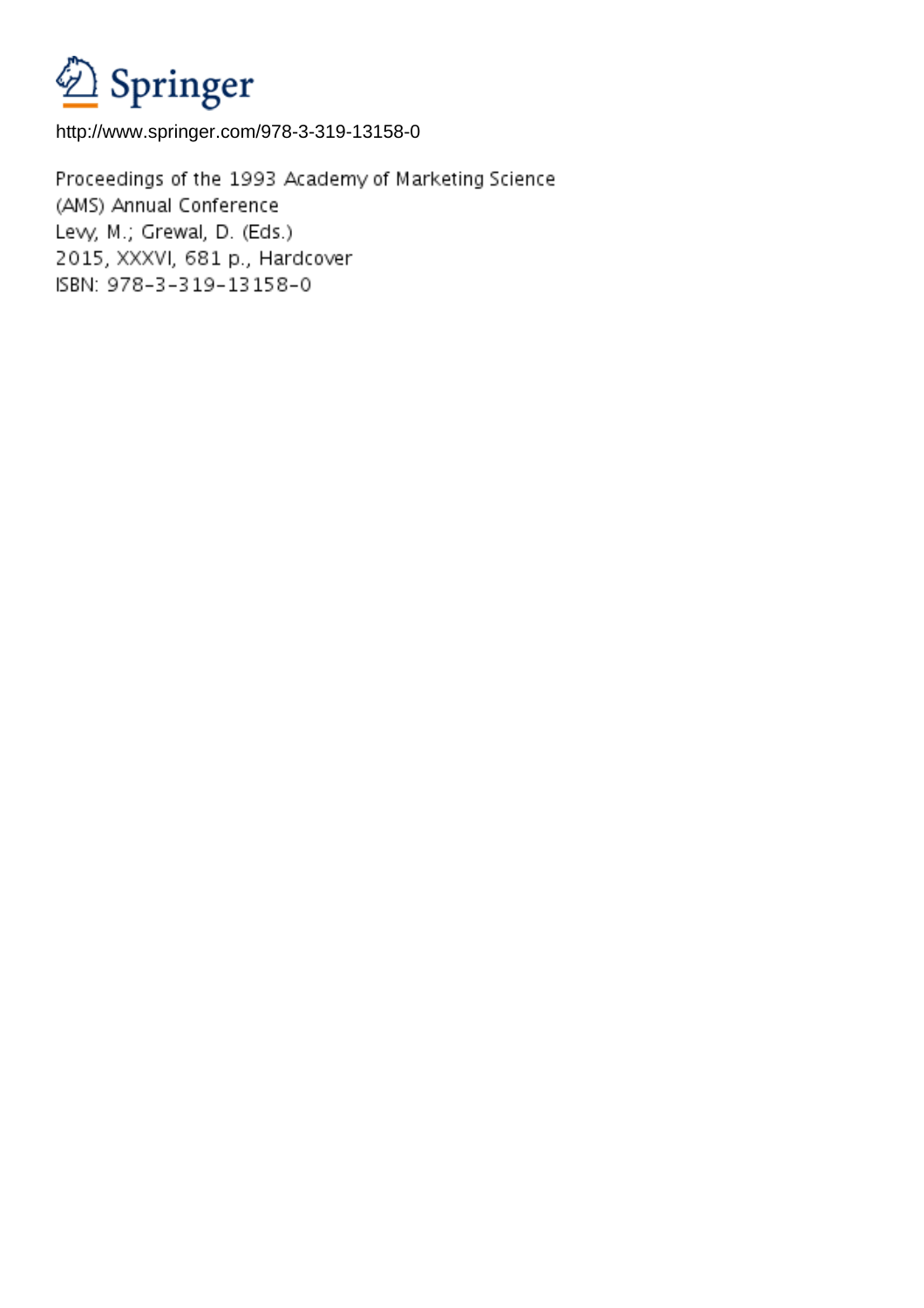Springer

http://www.springer.com/978-3-319-13158-0

Proceedings of the 1993 Academy of Marketing Science (AMS) Annual Conference
Levy, M.; Grewal, D. (Eds.)
2015, XXXVI, 681 p., Hardcover
ISBN: 978-3-319-13158-0